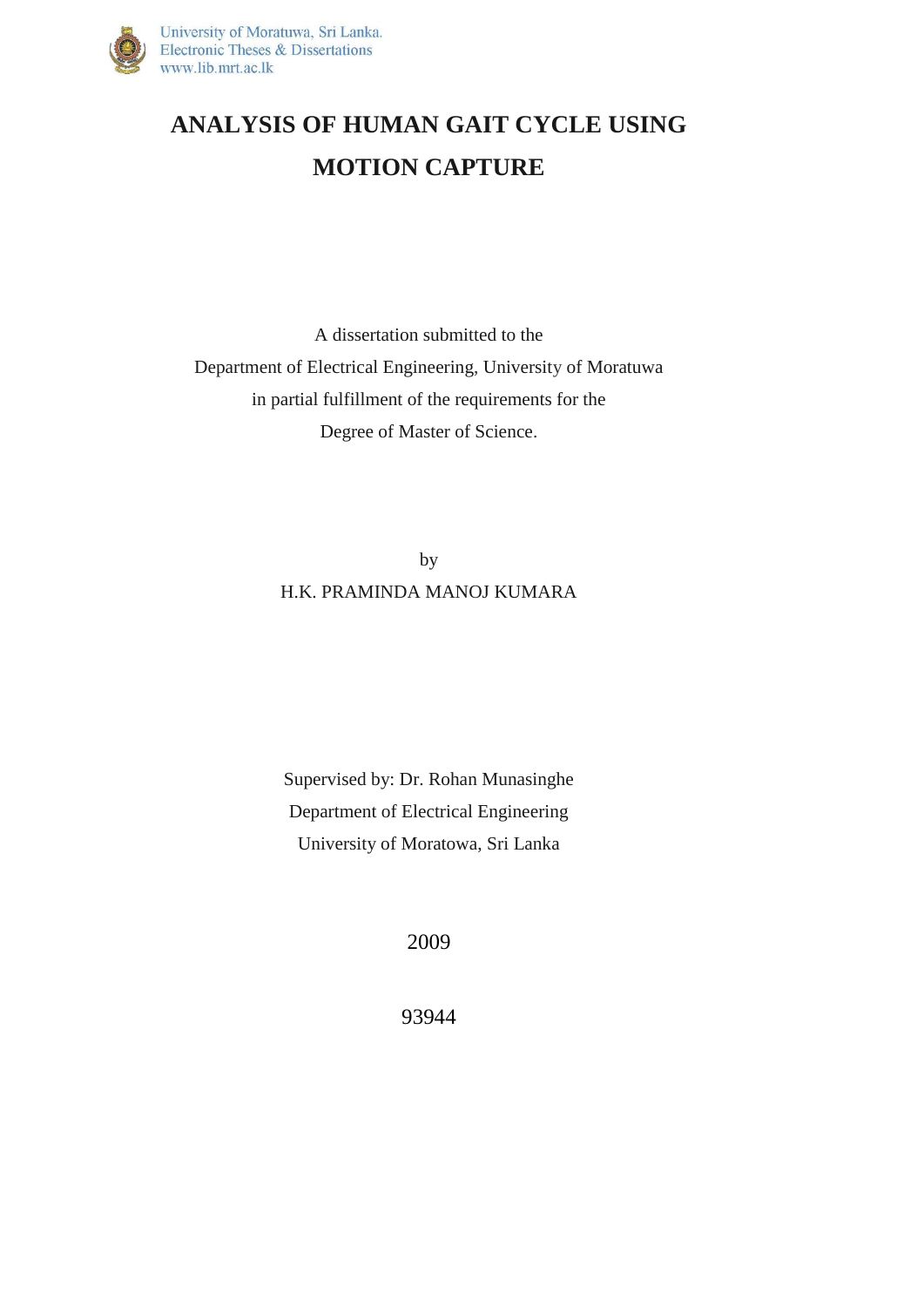University of Moratuwa, Sri Lanka.
Electronic Theses & Dissertations
www.lib.mrt.ac.lk

# ANALYSIS OF HUMAN GAIT CYCLE USING MOTION CAPTURE

A dissertation submitted to the
Department of Electrical Engineering, University of Moratuwa
in partial fulfillment of the requirements for the
Degree of Master of Science.

by

H.K. PRAMINDA MANOJ KUMARA

Supervised by: Dr. Rohan Munasinghe
Department of Electrical Engineering
University of Moratowa, Sri Lanka

2009

93944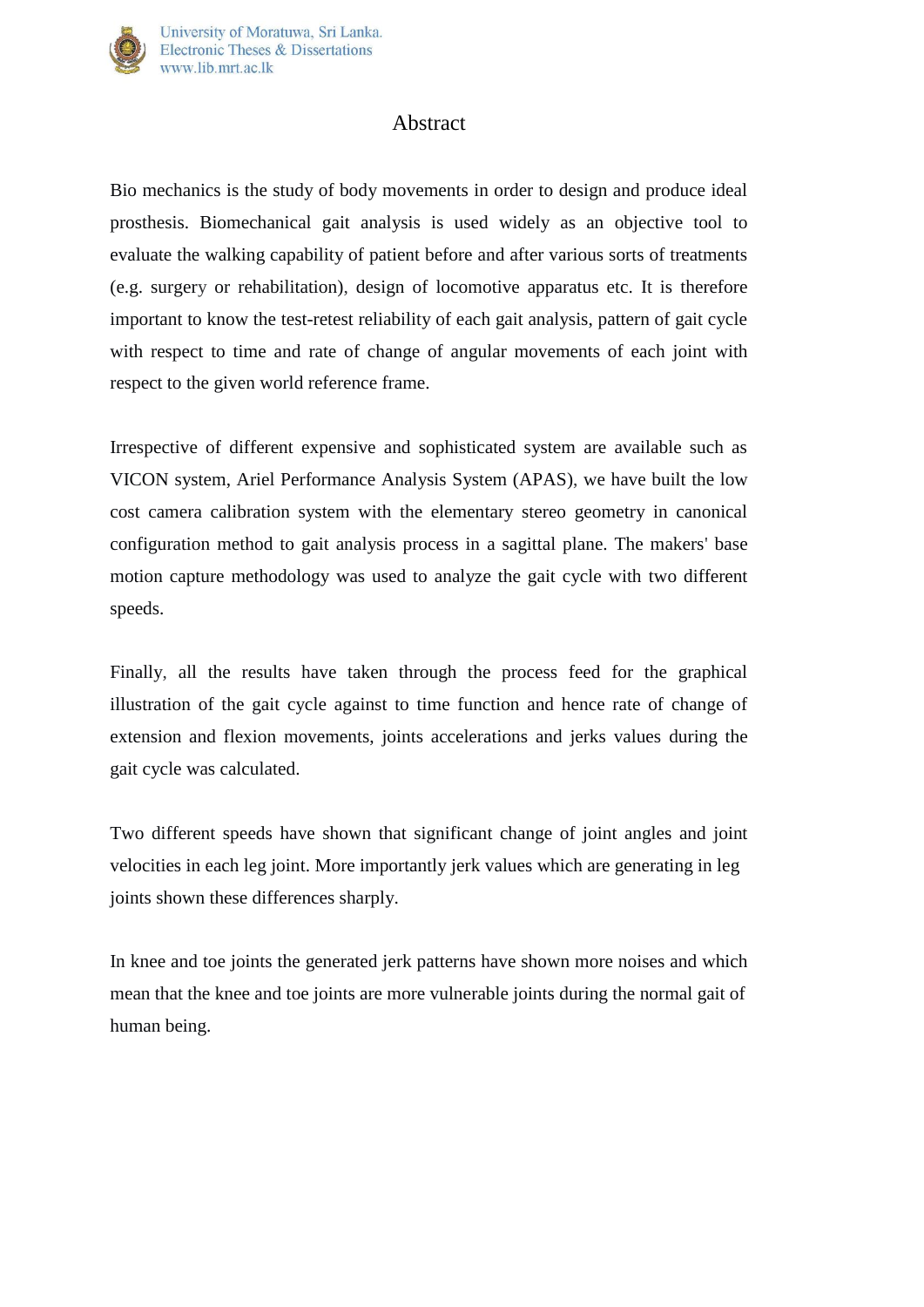# Abstract

Bio mechanics is the study of body movements in order to design and produce ideal prosthesis. Biomechanical gait analysis is used widely as an objective tool to evaluate the walking capability of patient before and after various sorts of treatments (e.g. surgery or rehabilitation), design of locomotive apparatus etc. It is therefore important to know the test-retest reliability of each gait analysis, pattern of gait cycle with respect to time and rate of change of angular movements of each joint with respect to the given world reference frame.

Irrespective of different expensive and sophisticated system are available such as VICON system, Ariel Performance Analysis System (APAS), we have built the low cost camera calibration system with the elementary stereo geometry in canonical configuration method to gait analysis process in a sagittal plane. The makers' base motion capture methodology was used to analyze the gait cycle with two different speeds.

Finally, all the results have taken through the process feed for the graphical illustration of the gait cycle against to time function and hence rate of change of extension and flexion movements, joints accelerations and jerks values during the gait cycle was calculated.

Two different speeds have shown that significant change of joint angles and joint velocities in each leg joint. More importantly jerk values which are generating in leg joints shown these differences sharply.

In knee and toe joints the generated jerk patterns have shown more noises and which mean that the knee and toe joints are more vulnerable joints during the normal gait of human being.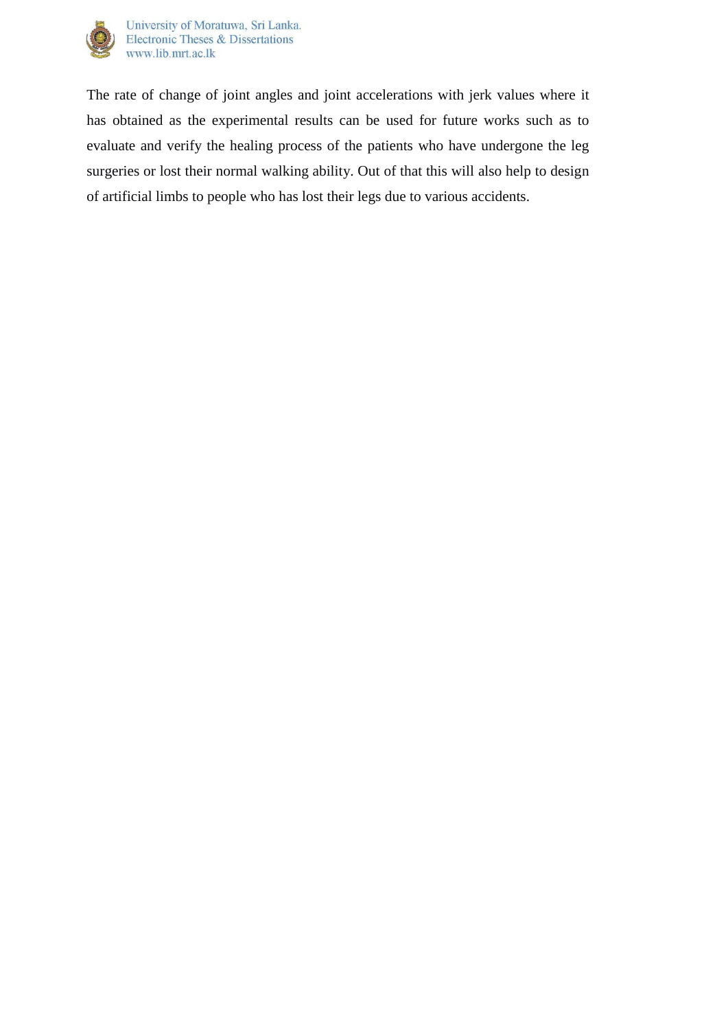The rate of change of joint angles and joint accelerations with jerk values where it has obtained as the experimental results can be used for future works such as to evaluate and verify the healing process of the patients who have undergone the leg surgeries or lost their normal walking ability. Out of that this will also help to design of artificial limbs to people who has lost their legs due to various accidents.